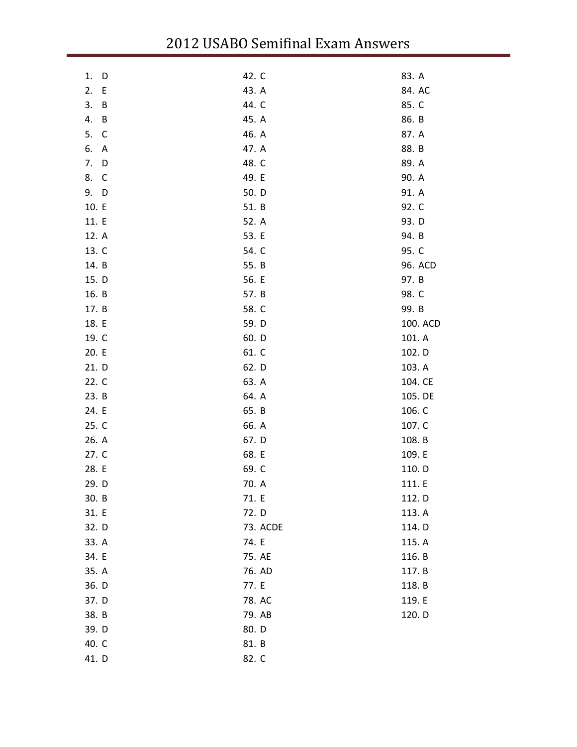# 2012 USABO Semifinal Exam Answers

1. D
2. E
3. B
4. B
5. C
6. A
7. D
8. C
9. D
10. E
11. E
12. A
13. C
14. B
15. D
16. B
17. B
18. E
19. C
20. E
21. D
22. C
23. B
24. E
25. C
26. A
27. C
28. E
29. D
30. B
31. E
32. D
33. A
34. E
35. A
36. D
37. D
38. B
39. D
40. C
41. D
42. C
43. A
44. C
45. A
46. A
47. A
48. C
49. E
50. D
51. B
52. A
53. E
54. C
55. B
56. E
57. B
58. C
59. D
60. D
61. C
62. D
63. A
64. A
65. B
66. A
67. D
68. E
69. C
70. A
71. E
72. D
73. ACDE
74. E
75. AE
76. AD
77. E
78. AC
79. AB
80. D
81. B
82. C
83. A
84. AC
85. C
86. B
87. A
88. B
89. A
90. A
91. A
92. C
93. D
94. B
95. C
96. ACD
97. B
98. C
99. B
100. ACD
101. A
102. D
103. A
104. CE
105. DE
106. C
107. C
108. B
109. E
110. D
111. E
112. D
113. A
114. D
115. A
116. B
117. B
118. B
119. E
120. D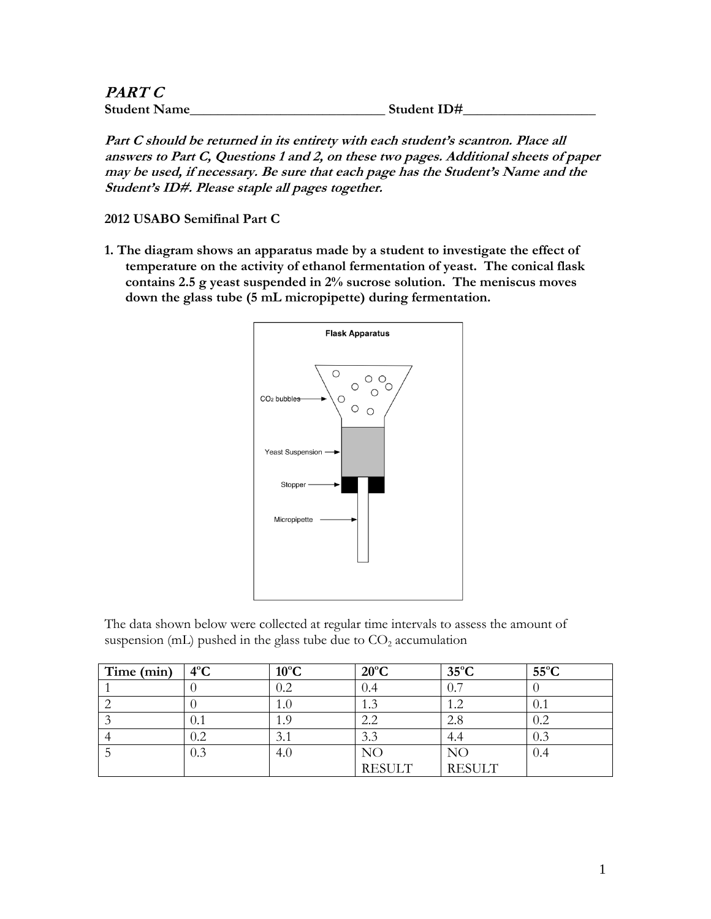# PART C

**Student Name_____________________________ Student ID#___________________**

***Part C should be returned in its entirety with each student's scantron. Place all answers to Part C, Questions 1 and 2, on these two pages. Additional sheets of paper may be used, if necessary. Be sure that each page has the Student's Name and the Student's ID#. Please staple all pages together.***

**2012 USABO Semifinal Part C**

**1. The diagram shows an apparatus made by a student to investigate the effect of temperature on the activity of ethanol fermentation of yeast. The conical flask contains 2.5 g yeast suspended in 2% sucrose solution. The meniscus moves down the glass tube (5 mL micropipette) during fermentation.**

Flask Apparatus

$CO_2$ bubbles

Yeast Suspension

Stopper

Micropipette

The data shown below were collected at regular time intervals to assess the amount of suspension (mL) pushed in the glass tube due to $CO_2$ accumulation

| Time (min) | 4°C | 10°C | 20°C | 35°C | 55°C |
|---|---|---|---|---|---|
| 1 | 0 | 0.2 | 0.4 | 0.7 | 0 |
| 2 | 0 | 1.0 | 1.3 | 1.2 | 0.1 |
| 3 | 0.1 | 1.9 | 2.2 | 2.8 | 0.2 |
| 4 | 0.2 | 3.1 | 3.3 | 4.4 | 0.3 |
| 5 | 0.3 | 4.0 | NO RESULT | NO RESULT | 0.4 |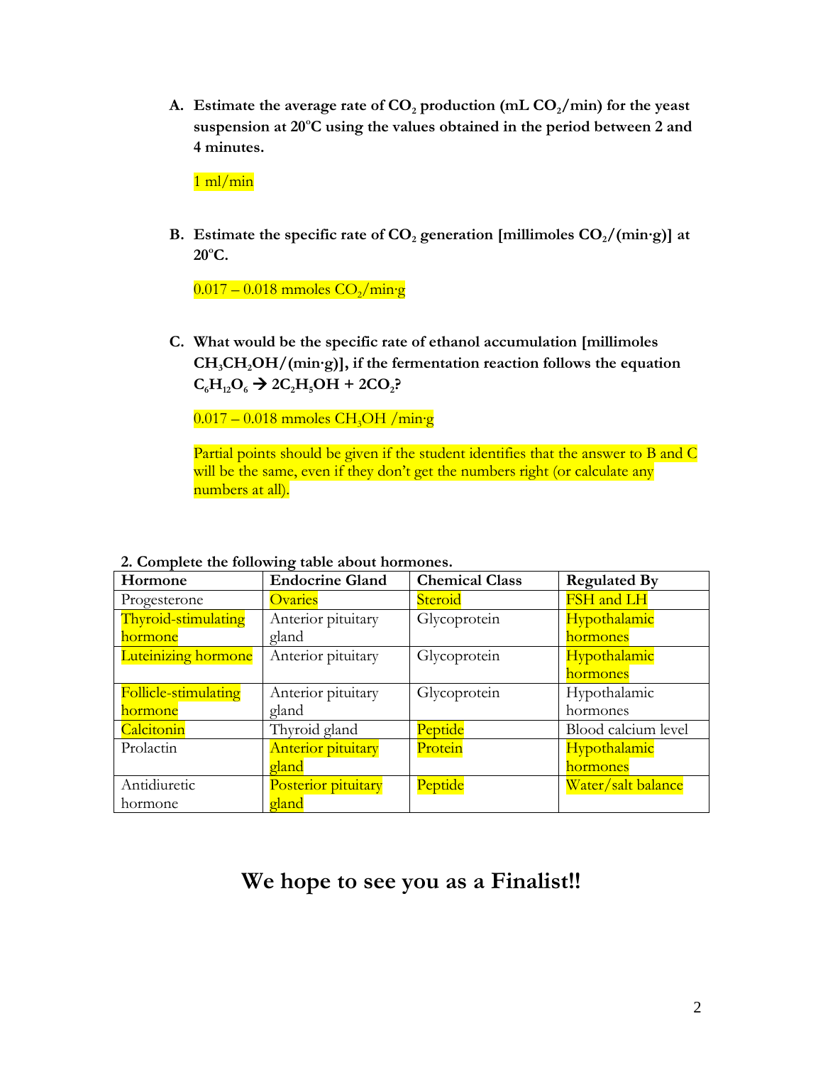**A. Estimate the average rate of $CO_2$ production (mL $CO_2$/min) for the yeast suspension at 20°C using the values obtained in the period between 2 and 4 minutes.**

1 ml/min

**B. Estimate the specific rate of $CO_2$ generation [millimoles $CO_2$/(min·g)] at 20°C.**

0.017 – 0.018 mmoles $CO_2$/min·g

**C. What would be the specific rate of ethanol accumulation [millimoles $CH_3CH_2OH$/(min·g)], if the fermentation reaction follows the equation $C_6H_{12}O_6 \rightarrow 2C_2H_5OH + 2CO_2$?**

0.017 – 0.018 mmoles $CH_3OH$ /min·g

Partial points should be given if the student identifies that the answer to B and C will be the same, even if they don't get the numbers right (or calculate any numbers at all).

**2. Complete the following table about hormones.**

| Hormone | Endocrine Gland | Chemical Class | Regulated By |
|---|---|---|---|
| Progesterone | Ovaries | Steroid | FSH and LH |
| Thyroid-stimulating hormone | Anterior pituitary gland | Glycoprotein | Hypothalamic hormones |
| Luteinizing hormone | Anterior pituitary | Glycoprotein | Hypothalamic hormones |
| Follicle-stimulating hormone | Anterior pituitary gland | Glycoprotein | Hypothalamic hormones |
| Calcitonin | Thyroid gland | Peptide | Blood calcium level |
| Prolactin | Anterior pituitary gland | Protein | Hypothalamic hormones |
| Antidiuretic hormone | Posterior pituitary gland | Peptide | Water/salt balance |

# We hope to see you as a Finalist!!